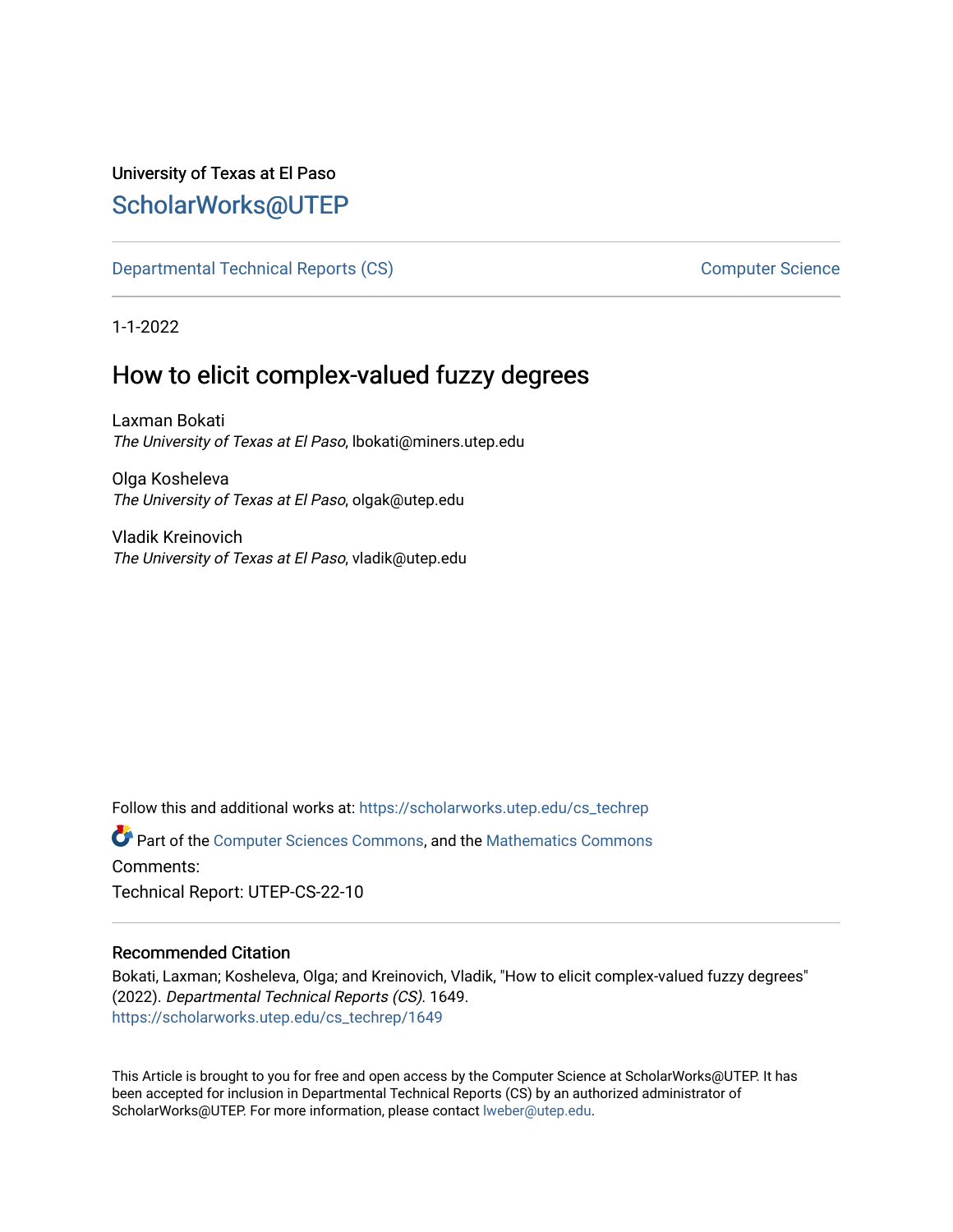University of Texas at El Paso

# ScholarWorks@UTEP

Departmental Technical Reports (CS) | Computer Science

1-1-2022

## How to elicit complex-valued fuzzy degrees

Laxman Bokati
*The University of Texas at El Paso*, lbokati@miners.utep.edu

Olga Kosheleva
*The University of Texas at El Paso*, olgak@utep.edu

Vladik Kreinovich
*The University of Texas at El Paso*, vladik@utep.edu

Follow this and additional works at: https://scholarworks.utep.edu/cs_techrep

Part of the Computer Sciences Commons, and the Mathematics Commons

Comments:

Technical Report: UTEP-CS-22-10

### Recommended Citation

Bokati, Laxman; Kosheleva, Olga; and Kreinovich, Vladik, "How to elicit complex-valued fuzzy degrees" (2022). *Departmental Technical Reports (CS)*. 1649.
https://scholarworks.utep.edu/cs_techrep/1649

This Article is brought to you for free and open access by the Computer Science at ScholarWorks@UTEP. It has been accepted for inclusion in Departmental Technical Reports (CS) by an authorized administrator of ScholarWorks@UTEP. For more information, please contact lweber@utep.edu.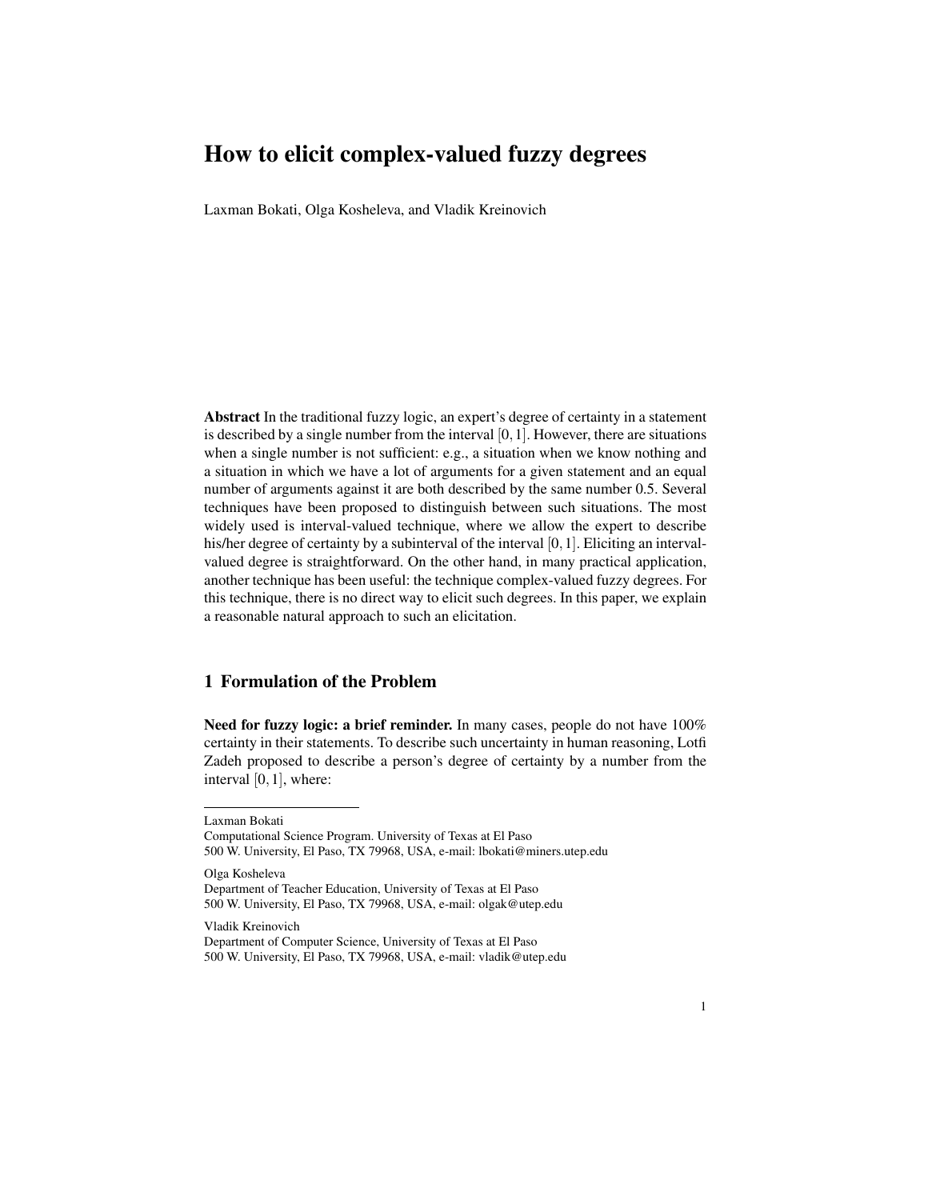# How to elicit complex-valued fuzzy degrees

Laxman Bokati, Olga Kosheleva, and Vladik Kreinovich

**Abstract** In the traditional fuzzy logic, an expert's degree of certainty in a statement is described by a single number from the interval $[0,1]$. However, there are situations when a single number is not sufficient: e.g., a situation when we know nothing and a situation in which we have a lot of arguments for a given statement and an equal number of arguments against it are both described by the same number 0.5. Several techniques have been proposed to distinguish between such situations. The most widely used is interval-valued technique, where we allow the expert to describe his/her degree of certainty by a subinterval of the interval $[0,1]$. Eliciting an interval-valued degree is straightforward. On the other hand, in many practical application, another technique has been useful: the technique complex-valued fuzzy degrees. For this technique, there is no direct way to elicit such degrees. In this paper, we explain a reasonable natural approach to such an elicitation.

## 1 Formulation of the Problem

**Need for fuzzy logic: a brief reminder.** In many cases, people do not have 100% certainty in their statements. To describe such uncertainty in human reasoning, Lotfi Zadeh proposed to describe a person's degree of certainty by a number from the interval $[0,1]$, where:

---

Laxman Bokati
Computational Science Program. University of Texas at El Paso
500 W. University, El Paso, TX 79968, USA, e-mail: lbokati@miners.utep.edu

Olga Kosheleva
Department of Teacher Education, University of Texas at El Paso
500 W. University, El Paso, TX 79968, USA, e-mail: olgak@utep.edu

Vladik Kreinovich
Department of Computer Science, University of Texas at El Paso
500 W. University, El Paso, TX 79968, USA, e-mail: vladik@utep.edu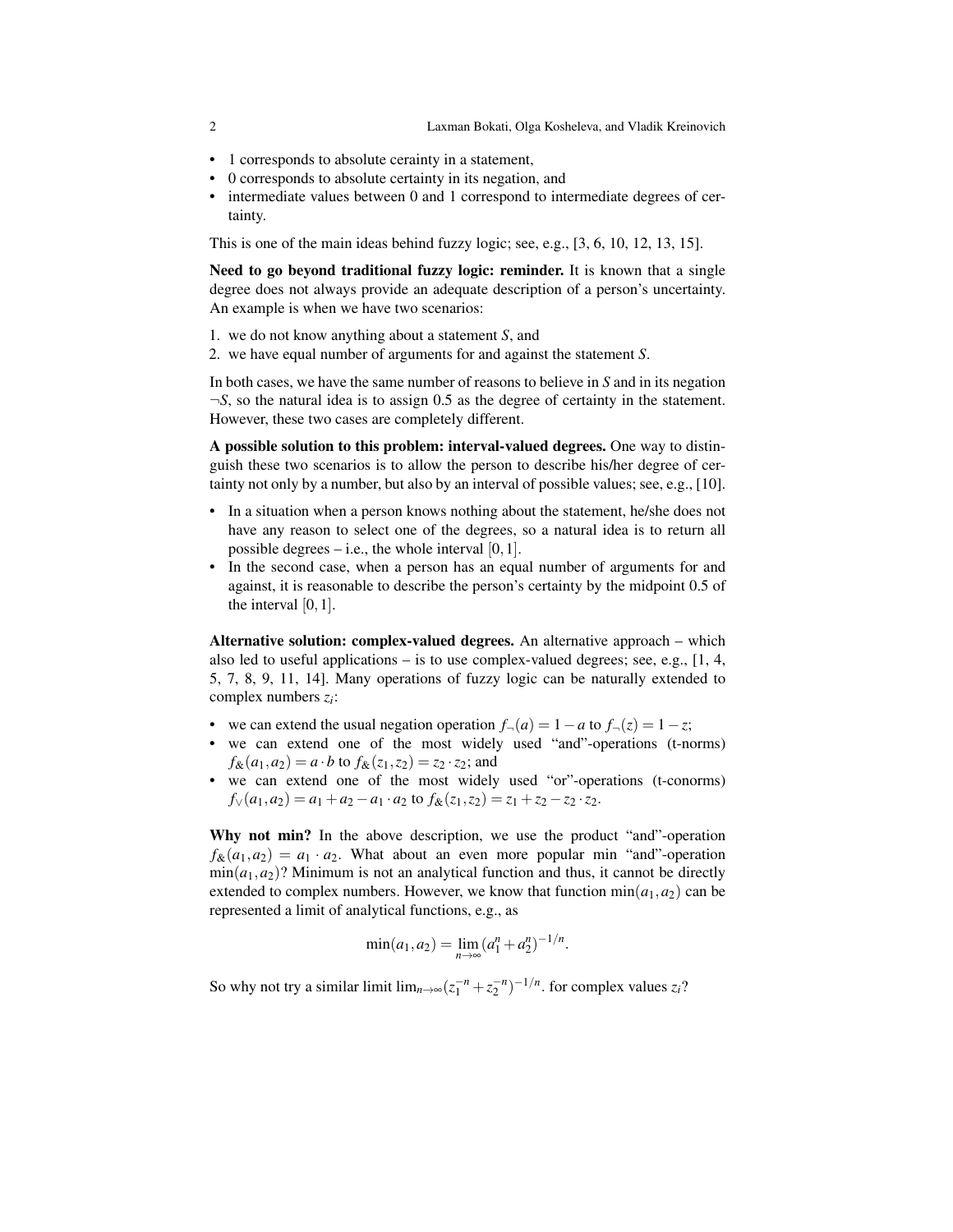- 1 corresponds to absolute cerainty in a statement,
- 0 corresponds to absolute certainty in its negation, and
- intermediate values between 0 and 1 correspond to intermediate degrees of certainty.

This is one of the main ideas behind fuzzy logic; see, e.g., [3, 6, 10, 12, 13, 15].

**Need to go beyond traditional fuzzy logic: reminder.** It is known that a single degree does not always provide an adequate description of a person's uncertainty. An example is when we have two scenarios:

1. we do not know anything about a statement $S$, and
2. we have equal number of arguments for and against the statement $S$.

In both cases, we have the same number of reasons to believe in $S$ and in its negation $\neg S$, so the natural idea is to assign 0.5 as the degree of certainty in the statement. However, these two cases are completely different.

**A possible solution to this problem: interval-valued degrees.** One way to distinguish these two scenarios is to allow the person to describe his/her degree of certainty not only by a number, but also by an interval of possible values; see, e.g., [10].

- In a situation when a person knows nothing about the statement, he/she does not have any reason to select one of the degrees, so a natural idea is to return all possible degrees – i.e., the whole interval $[0,1]$.
- In the second case, when a person has an equal number of arguments for and against, it is reasonable to describe the person's certainty by the midpoint 0.5 of the interval $[0,1]$.

**Alternative solution: complex-valued degrees.** An alternative approach – which also led to useful applications – is to use complex-valued degrees; see, e.g., [1, 4, 5, 7, 8, 9, 11, 14]. Many operations of fuzzy logic can be naturally extended to complex numbers $z_i$:

- we can extend the usual negation operation $f_\neg(a) = 1 - a$ to $f_\neg(z) = 1 - z$;
- we can extend one of the most widely used "and"-operations (t-norms) $f_\&(a_1,a_2) = a \cdot b$ to $f_\&(z_1,z_2) = z_2 \cdot z_2$; and
- we can extend one of the most widely used "or"-operations (t-conorms) $f_\vee(a_1,a_2) = a_1 + a_2 - a_1 \cdot a_2$ to $f_\&(z_1,z_2) = z_1 + z_2 - z_2 \cdot z_2$.

**Why not min?** In the above description, we use the product "and"-operation $f_\&(a_1,a_2) = a_1 \cdot a_2$. What about an even more popular min "and"-operation $\min(a_1,a_2)$? Minimum is not an analytical function and thus, it cannot be directly extended to complex numbers. However, we know that function $\min(a_1,a_2)$ can be represented a limit of analytical functions, e.g., as

$$\min(a_1,a_2) = \lim_{n\to\infty} (a_1^n + a_2^n)^{-1/n}.$$

So why not try a similar limit $\lim_{n\to\infty}(z_1^{-n} + z_2^{-n})^{-1/n}$. for complex values $z_i$?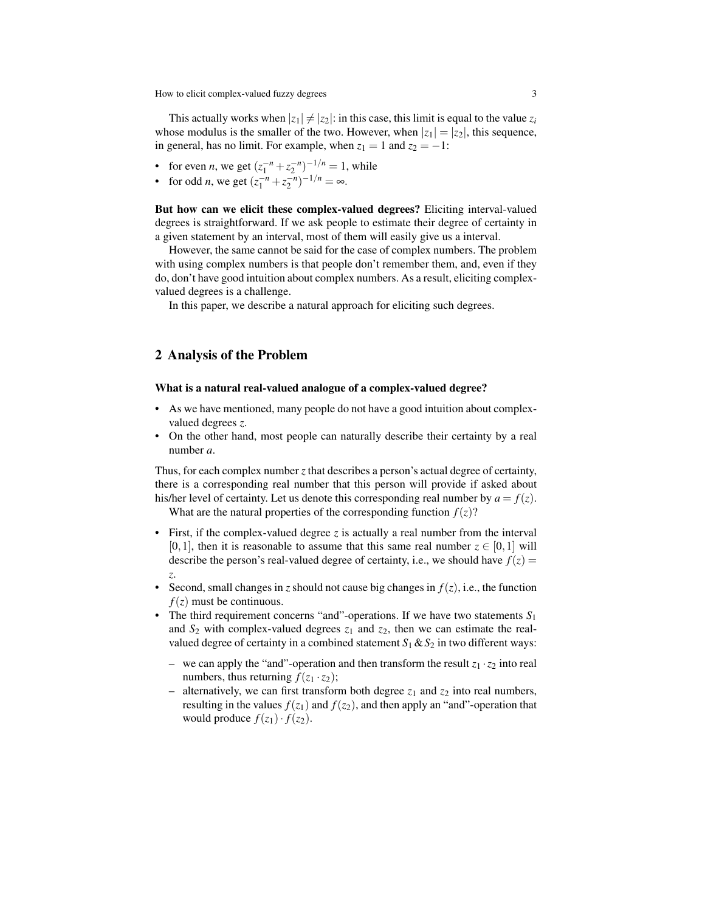This actually works when $|z_1| \neq |z_2|$: in this case, this limit is equal to the value $z_i$ whose modulus is the smaller of the two. However, when $|z_1| = |z_2|$, this sequence, in general, has no limit. For example, when $z_1 = 1$ and $z_2 = -1$:

- for even $n$, we get $(z_1^{-n} + z_2^{-n})^{-1/n} = 1$, while
- for odd $n$, we get $(z_1^{-n} + z_2^{-n})^{-1/n} = \infty$.

**But how can we elicit these complex-valued degrees?** Eliciting interval-valued degrees is straightforward. If we ask people to estimate their degree of certainty in a given statement by an interval, most of them will easily give us a interval.

However, the same cannot be said for the case of complex numbers. The problem with using complex numbers is that people don't remember them, and, even if they do, don't have good intuition about complex numbers. As a result, eliciting complex-valued degrees is a challenge.

In this paper, we describe a natural approach for eliciting such degrees.

## 2 Analysis of the Problem

**What is a natural real-valued analogue of a complex-valued degree?**

- As we have mentioned, many people do not have a good intuition about complex-valued degrees $z$.
- On the other hand, most people can naturally describe their certainty by a real number $a$.

Thus, for each complex number $z$ that describes a person's actual degree of certainty, there is a corresponding real number that this person will provide if asked about his/her level of certainty. Let us denote this corresponding real number by $a = f(z)$.

What are the natural properties of the corresponding function $f(z)$?

- First, if the complex-valued degree $z$ is actually a real number from the interval $[0,1]$, then it is reasonable to assume that this same real number $z \in [0,1]$ will describe the person's real-valued degree of certainty, i.e., we should have $f(z) = z$.
- Second, small changes in $z$ should not cause big changes in $f(z)$, i.e., the function $f(z)$ must be continuous.
- The third requirement concerns "and"-operations. If we have two statements $S_1$ and $S_2$ with complex-valued degrees $z_1$ and $z_2$, then we can estimate the real-valued degree of certainty in a combined statement $S_1 \& S_2$ in two different ways:
  - we can apply the "and"-operation and then transform the result $z_1 \cdot z_2$ into real numbers, thus returning $f(z_1 \cdot z_2)$;
  - alternatively, we can first transform both degree $z_1$ and $z_2$ into real numbers, resulting in the values $f(z_1)$ and $f(z_2)$, and then apply an "and"-operation that would produce $f(z_1) \cdot f(z_2)$.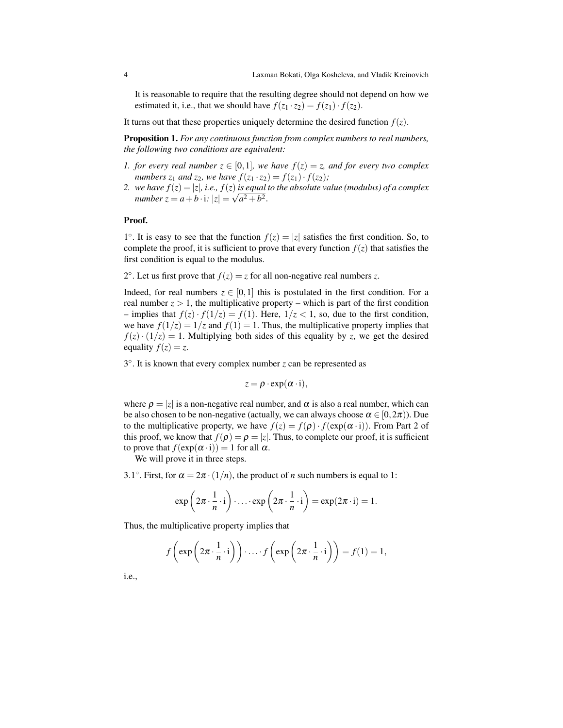It is reasonable to require that the resulting degree should not depend on how we estimated it, i.e., that we should have $f(z_1 \cdot z_2) = f(z_1) \cdot f(z_2)$.

It turns out that these properties uniquely determine the desired function $f(z)$.

**Proposition 1.** *For any continuous function from complex numbers to real numbers, the following two conditions are equivalent:*

1. *for every real number $z \in [0,1]$, we have $f(z) = z$, and for every two complex numbers $z_1$ and $z_2$, we have $f(z_1 \cdot z_2) = f(z_1) \cdot f(z_2)$;*
2. *we have $f(z) = |z|$, i.e., $f(z)$ is equal to the absolute value (modulus) of a complex number $z = a + b \cdot \mathrm{i}$: $|z| = \sqrt{a^2 + b^2}$.*

**Proof.**

$1^\circ$. It is easy to see that the function $f(z) = |z|$ satisfies the first condition. So, to complete the proof, it is sufficient to prove that every function $f(z)$ that satisfies the first condition is equal to the modulus.

$2^\circ$. Let us first prove that $f(z) = z$ for all non-negative real numbers $z$.

Indeed, for real numbers $z \in [0,1]$ this is postulated in the first condition. For a real number $z > 1$, the multiplicative property – which is part of the first condition – implies that $f(z) \cdot f(1/z) = f(1)$. Here, $1/z < 1$, so, due to the first condition, we have $f(1/z) = 1/z$ and $f(1) = 1$. Thus, the multiplicative property implies that $f(z) \cdot (1/z) = 1$. Multiplying both sides of this equality by $z$, we get the desired equality $f(z) = z$.

$3^\circ$. It is known that every complex number $z$ can be represented as

$$z = \rho \cdot \exp(\alpha \cdot \mathrm{i}),$$

where $\rho = |z|$ is a non-negative real number, and $\alpha$ is also a real number, which can be also chosen to be non-negative (actually, we can always choose $\alpha \in [0, 2\pi)$). Due to the multiplicative property, we have $f(z) = f(\rho) \cdot f(\exp(\alpha \cdot \mathrm{i}))$. From Part 2 of this proof, we know that $f(\rho) = \rho = |z|$. Thus, to complete our proof, it is sufficient to prove that $f(\exp(\alpha \cdot \mathrm{i})) = 1$ for all $\alpha$.

We will prove it in three steps.

$3.1^\circ$. First, for $\alpha = 2\pi \cdot (1/n)$, the product of $n$ such numbers is equal to 1:

$$\exp\left(2\pi \cdot \frac{1}{n} \cdot \mathrm{i}\right) \cdot \ldots \cdot \exp\left(2\pi \cdot \frac{1}{n} \cdot \mathrm{i}\right) = \exp(2\pi \cdot \mathrm{i}) = 1.$$

Thus, the multiplicative property implies that

$$f\left(\exp\left(2\pi \cdot \frac{1}{n} \cdot \mathrm{i}\right)\right) \cdot \ldots \cdot f\left(\exp\left(2\pi \cdot \frac{1}{n} \cdot \mathrm{i}\right)\right) = f(1) = 1,$$

i.e.,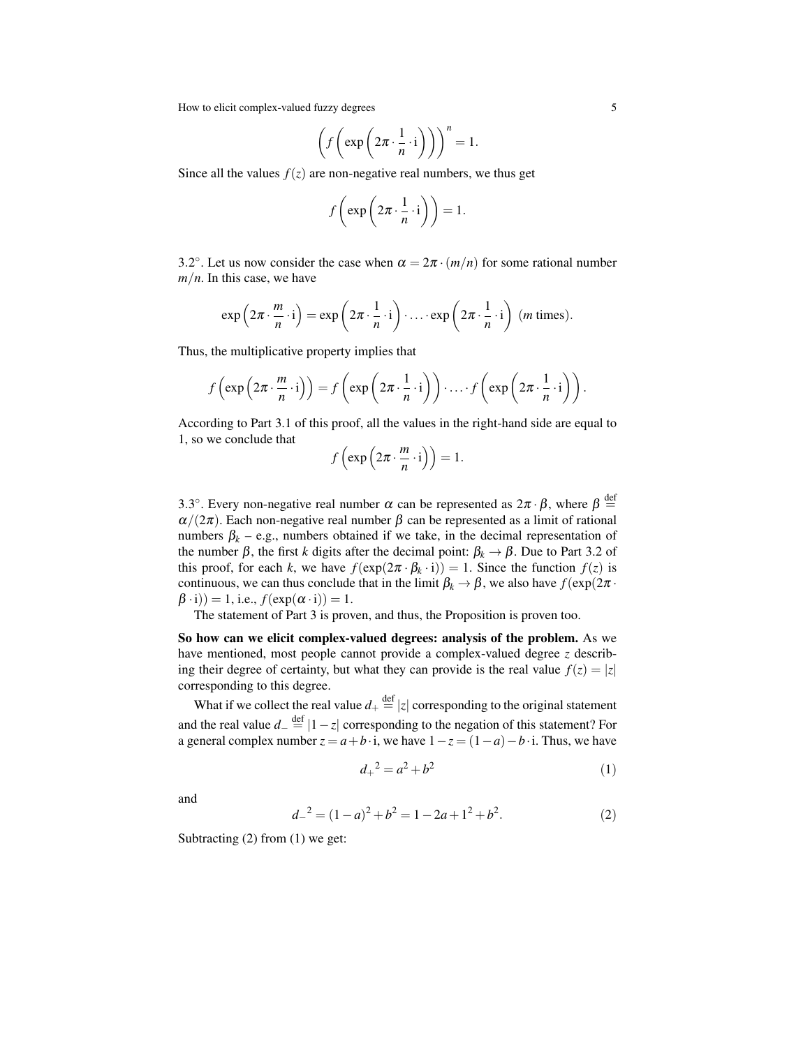$$\left(f\left(\exp\left(2\pi\cdot\frac{1}{n}\cdot\mathrm{i}\right)\right)\right)^n = 1.$$

Since all the values $f(z)$ are non-negative real numbers, we thus get

$$f\left(\exp\left(2\pi\cdot\frac{1}{n}\cdot\mathrm{i}\right)\right) = 1.$$

3.2°. Let us now consider the case when $\alpha = 2\pi\cdot(m/n)$ for some rational number $m/n$. In this case, we have

$$\exp\left(2\pi\cdot\frac{m}{n}\cdot\mathrm{i}\right) = \exp\left(2\pi\cdot\frac{1}{n}\cdot\mathrm{i}\right)\cdot\ldots\cdot\exp\left(2\pi\cdot\frac{1}{n}\cdot\mathrm{i}\right)\ (m \text{ times}).$$

Thus, the multiplicative property implies that

$$f\left(\exp\left(2\pi\cdot\frac{m}{n}\cdot\mathrm{i}\right)\right) = f\left(\exp\left(2\pi\cdot\frac{1}{n}\cdot\mathrm{i}\right)\right)\cdot\ldots\cdot f\left(\exp\left(2\pi\cdot\frac{1}{n}\cdot\mathrm{i}\right)\right).$$

According to Part 3.1 of this proof, all the values in the right-hand side are equal to 1, so we conclude that

$$f\left(\exp\left(2\pi\cdot\frac{m}{n}\cdot\mathrm{i}\right)\right) = 1.$$

3.3°. Every non-negative real number $\alpha$ can be represented as $2\pi\cdot\beta$, where $\beta \stackrel{\text{def}}{=} \alpha/(2\pi)$. Each non-negative real number $\beta$ can be represented as a limit of rational numbers $\beta_k$ – e.g., numbers obtained if we take, in the decimal representation of the number $\beta$, the first $k$ digits after the decimal point: $\beta_k \to \beta$. Due to Part 3.2 of this proof, for each $k$, we have $f(\exp(2\pi\cdot\beta_k\cdot\mathrm{i})) = 1$. Since the function $f(z)$ is continuous, we can thus conclude that in the limit $\beta_k \to \beta$, we also have $f(\exp(2\pi\cdot\beta\cdot\mathrm{i})) = 1$, i.e., $f(\exp(\alpha\cdot\mathrm{i})) = 1$.

The statement of Part 3 is proven, and thus, the Proposition is proven too.

**So how can we elicit complex-valued degrees: analysis of the problem.** As we have mentioned, most people cannot provide a complex-valued degree $z$ describing their degree of certainty, but what they can provide is the real value $f(z) = |z|$ corresponding to this degree.

What if we collect the real value $d_+ \stackrel{\text{def}}{=} |z|$ corresponding to the original statement and the real value $d_- \stackrel{\text{def}}{=} |1-z|$ corresponding to the negation of this statement? For a general complex number $z = a + b\cdot\mathrm{i}$, we have $1 - z = (1-a) - b\cdot\mathrm{i}$. Thus, we have

$$d_+{}^2 = a^2 + b^2 \tag{1}$$

and

$$d_-{}^2 = (1-a)^2 + b^2 = 1 - 2a + 1^2 + b^2. \tag{2}$$

Subtracting (2) from (1) we get: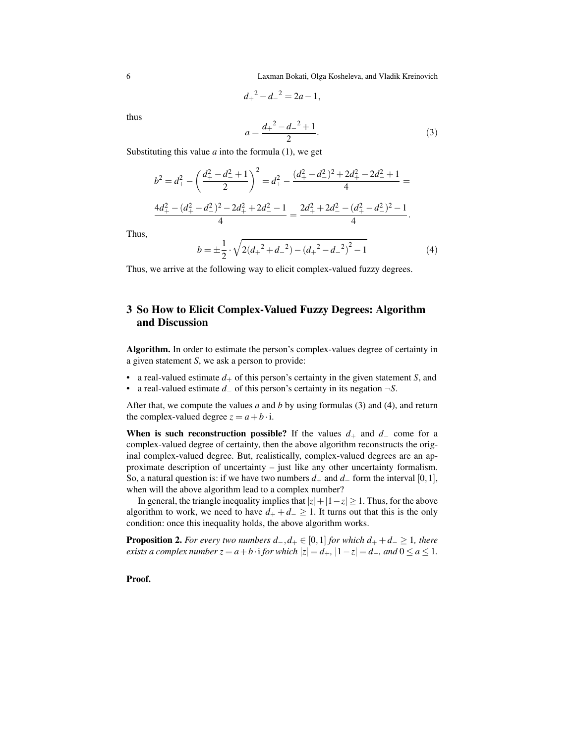$$d_+{}^2 - d_-{}^2 = 2a - 1,$$

thus

$$a = \frac{d_+{}^2 - d_-{}^2 + 1}{2}. \tag{3}$$

Substituting this value $a$ into the formula (1), we get

$$b^2 = d_+^2 - \left(\frac{d_+^2 - d_-^2 + 1}{2}\right)^2 = d_+^2 - \frac{(d_+^2 - d_-^2)^2 + 2d_+^2 - 2d_-^2 + 1}{4} =$$

$$\frac{4d_+^2 - (d_+^2 - d_-^2)^2 - 2d_+^2 + 2d_-^2 - 1}{4} = \frac{2d_+^2 + 2d_-^2 - (d_+^2 - d_-^2)^2 - 1}{4}.$$

Thus,

$$b = \pm\frac{1}{2} \cdot \sqrt{2(d_+{}^2 + d_-{}^2) - (d_+{}^2 - d_-{}^2)^2 - 1} \tag{4}$$

Thus, we arrive at the following way to elicit complex-valued fuzzy degrees.

## 3 So How to Elicit Complex-Valued Fuzzy Degrees: Algorithm and Discussion

**Algorithm.** In order to estimate the person's complex-values degree of certainty in a given statement $S$, we ask a person to provide:

- a real-valued estimate $d_+$ of this person's certainty in the given statement $S$, and
- a real-valued estimate $d_-$ of this person's certainty in its negation $\neg S$.

After that, we compute the values $a$ and $b$ by using formulas (3) and (4), and return the complex-valued degree $z = a + b \cdot \mathrm{i}$.

**When is such reconstruction possible?** If the values $d_+$ and $d_-$ come for a complex-valued degree of certainty, then the above algorithm reconstructs the original complex-valued degree. But, realistically, complex-valued degrees are an approximate description of uncertainty – just like any other uncertainty formalism. So, a natural question is: if we have two numbers $d_+$ and $d_-$ form the interval $[0,1]$, when will the above algorithm lead to a complex number?

In general, the triangle inequality implies that $|z| + |1 - z| \geq 1$. Thus, for the above algorithm to work, we need to have $d_+ + d_- \geq 1$. It turns out that this is the only condition: once this inequality holds, the above algorithm works.

**Proposition 2.** *For every two numbers $d_-, d_+ \in [0,1]$ for which $d_+ + d_- \geq 1$, there exists a complex number $z = a + b \cdot \mathrm{i}$ for which $|z| = d_+$, $|1 - z| = d_-$, and $0 \leq a \leq 1$.*

**Proof.**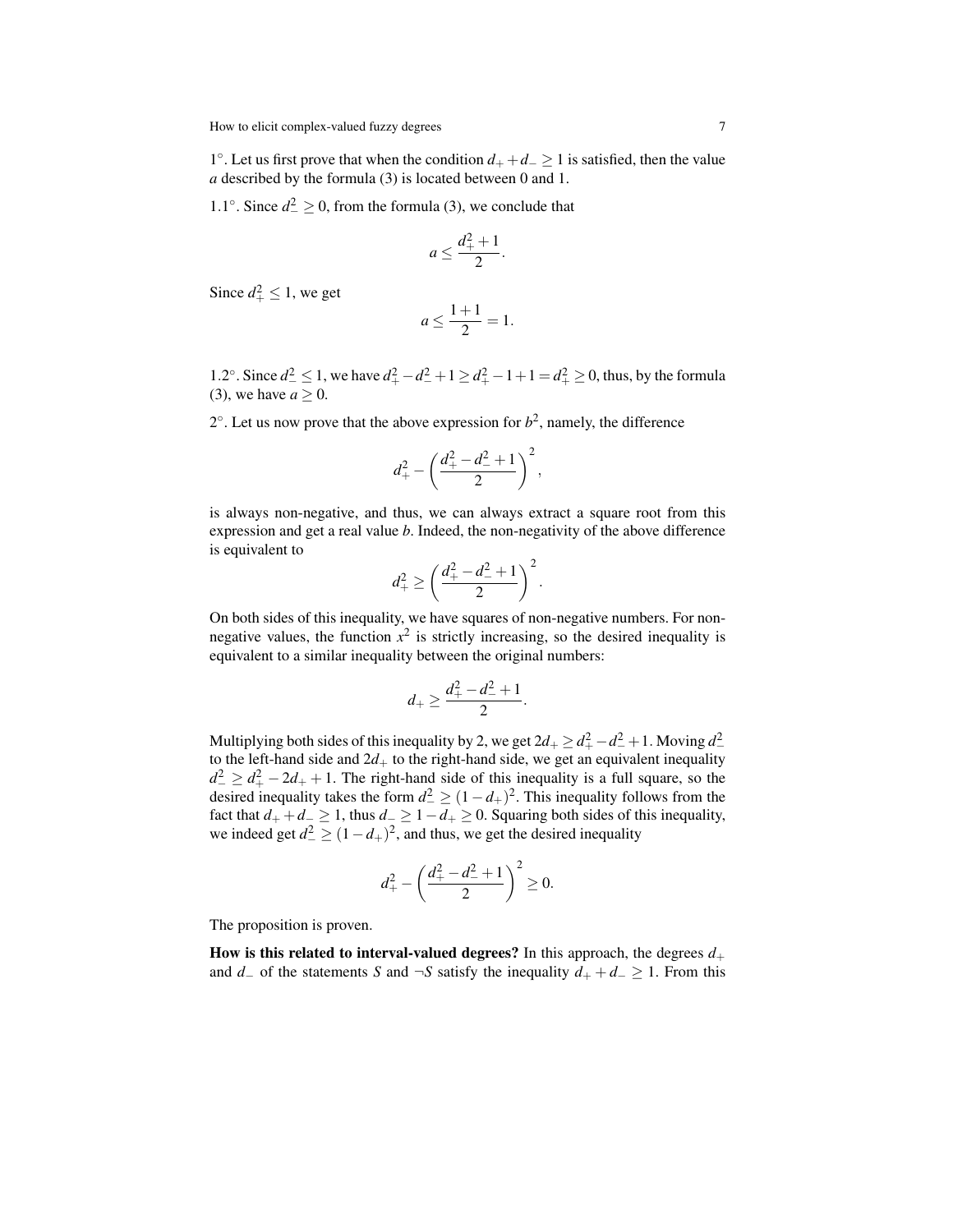1°. Let us first prove that when the condition $d_+ + d_- \geq 1$ is satisfied, then the value $a$ described by the formula (3) is located between 0 and 1.

1.1°. Since $d_-^2 \geq 0$, from the formula (3), we conclude that

$$a \leq \frac{d_+^2 + 1}{2}.$$

Since $d_+^2 \leq 1$, we get

$$a \leq \frac{1+1}{2} = 1.$$

1.2°. Since $d_-^2 \leq 1$, we have $d_+^2 - d_-^2 + 1 \geq d_+^2 - 1 + 1 = d_+^2 \geq 0$, thus, by the formula (3), we have $a \geq 0$.

2°. Let us now prove that the above expression for $b^2$, namely, the difference

$$d_+^2 - \left(\frac{d_+^2 - d_-^2 + 1}{2}\right)^2,$$

is always non-negative, and thus, we can always extract a square root from this expression and get a real value $b$. Indeed, the non-negativity of the above difference is equivalent to

$$d_+^2 \geq \left(\frac{d_+^2 - d_-^2 + 1}{2}\right)^2.$$

On both sides of this inequality, we have squares of non-negative numbers. For non-negative values, the function $x^2$ is strictly increasing, so the desired inequality is equivalent to a similar inequality between the original numbers:

$$d_+ \geq \frac{d_+^2 - d_-^2 + 1}{2}.$$

Multiplying both sides of this inequality by 2, we get $2d_+ \geq d_+^2 - d_-^2 + 1$. Moving $d_-^2$ to the left-hand side and $2d_+$ to the right-hand side, we get an equivalent inequality $d_-^2 \geq d_+^2 - 2d_+ + 1$. The right-hand side of this inequality is a full square, so the desired inequality takes the form $d_-^2 \geq (1 - d_+)^2$. This inequality follows from the fact that $d_+ + d_- \geq 1$, thus $d_- \geq 1 - d_+ \geq 0$. Squaring both sides of this inequality, we indeed get $d_-^2 \geq (1 - d_+)^2$, and thus, we get the desired inequality

$$d_+^2 - \left(\frac{d_+^2 - d_-^2 + 1}{2}\right)^2 \geq 0.$$

The proposition is proven.

**How is this related to interval-valued degrees?** In this approach, the degrees $d_+$ and $d_-$ of the statements $S$ and $\neg S$ satisfy the inequality $d_+ + d_- \geq 1$. From this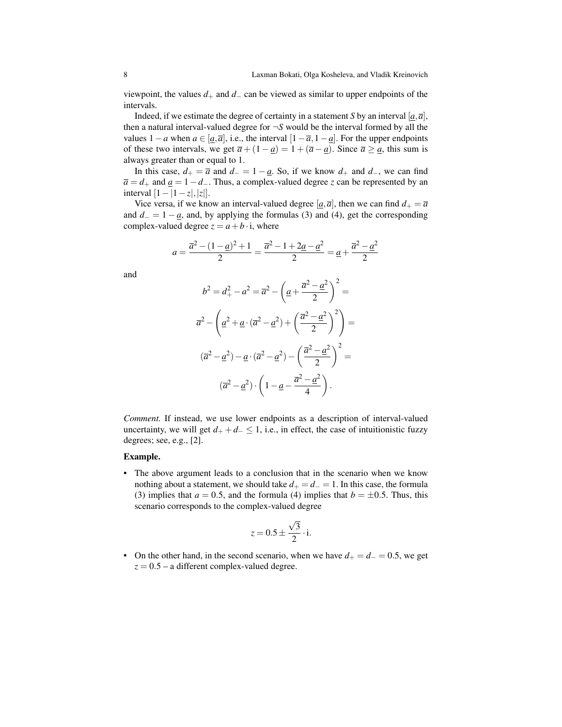viewpoint, the values $d_+$ and $d_-$ can be viewed as similar to upper endpoints of the intervals.

Indeed, if we estimate the degree of certainty in a statement $S$ by an interval $[\underline{a}, \overline{a}]$, then a natural interval-valued degree for $\neg S$ would be the interval formed by all the values $1-a$ when $a \in [\underline{a}, \overline{a}]$, i.e., the interval $[1-\overline{a}, 1-\underline{a}]$. For the upper endpoints of these two intervals, we get $\overline{a} + (1-\underline{a}) = 1 + (\overline{a} - \underline{a})$. Since $\overline{a} \geq \underline{a}$, this sum is always greater than or equal to 1.

In this case, $d_+ = \overline{a}$ and $d_- = 1 - \underline{a}$. So, if we know $d_+$ and $d_-$, we can find $\overline{a} = d_+$ and $\underline{a} = 1 - d_-$. Thus, a complex-valued degree $z$ can be represented by an interval $[1-|1-z|, |z|]$.

Vice versa, if we know an interval-valued degree $[\underline{a}, \overline{a}]$, then we can find $d_+ = \overline{a}$ and $d_- = 1 - \underline{a}$, and, by applying the formulas (3) and (4), get the corresponding complex-valued degree $z = a + b \cdot \mathrm{i}$, where

$$a = \frac{\overline{a}^2 - (1-\underline{a})^2 + 1}{2} = \frac{\overline{a}^2 - 1 + 2\underline{a} - \underline{a}^2}{2} = \underline{a} + \frac{\overline{a}^2 - \underline{a}^2}{2}$$

and

$$b^2 = d_+^2 - a^2 = \overline{a}^2 - \left(\underline{a} + \frac{\overline{a}^2 - \underline{a}^2}{2}\right)^2 =$$

$$\overline{a}^2 - \left(\underline{a}^2 + \underline{a} \cdot (\overline{a}^2 - \underline{a}^2) + \left(\frac{\overline{a}^2 - \underline{a}^2}{2}\right)^2\right) =$$

$$(\overline{a}^2 - \underline{a}^2) - \underline{a} \cdot (\overline{a}^2 - \underline{a}^2) - \left(\frac{\overline{a}^2 - \underline{a}^2}{2}\right)^2 =$$

$$(\overline{a}^2 - \underline{a}^2) \cdot \left(1 - \underline{a} - \frac{\overline{a}^2 - \underline{a}^2}{4}\right).$$

*Comment.* If instead, we use lower endpoints as a description of interval-valued uncertainty, we will get $d_+ + d_- \leq 1$, i.e., in effect, the case of intuitionistic fuzzy degrees; see, e.g., [2].

**Example.**

- The above argument leads to a conclusion that in the scenario when we know nothing about a statement, we should take $d_+ = d_- = 1$. In this case, the formula (3) implies that $a = 0.5$, and the formula (4) implies that $b = \pm 0.5$. Thus, this scenario corresponds to the complex-valued degree

$$z = 0.5 \pm \frac{\sqrt{3}}{2} \cdot \mathrm{i}.$$

- On the other hand, in the second scenario, when we have $d_+ = d_- = 0.5$, we get $z = 0.5$ – a different complex-valued degree.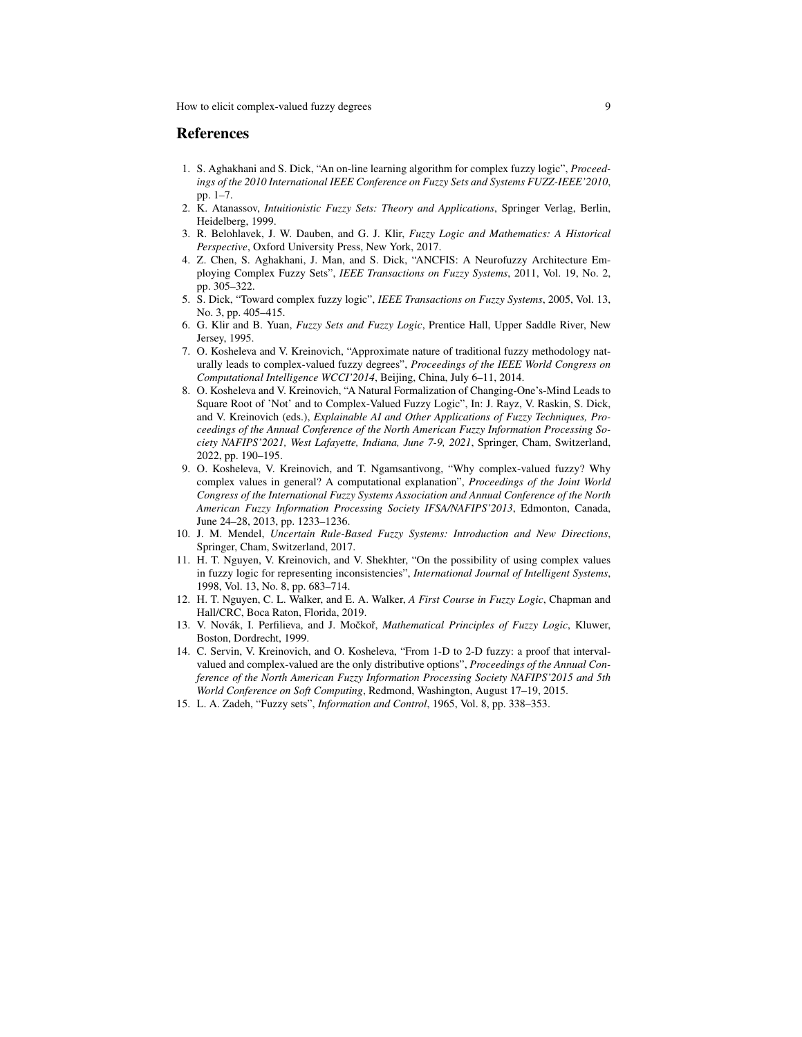## References

1. S. Aghakhani and S. Dick, "An on-line learning algorithm for complex fuzzy logic", *Proceedings of the 2010 International IEEE Conference on Fuzzy Sets and Systems FUZZ-IEEE'2010*, pp. 1–7.
2. K. Atanassov, *Intuitionistic Fuzzy Sets: Theory and Applications*, Springer Verlag, Berlin, Heidelberg, 1999.
3. R. Belohlavek, J. W. Dauben, and G. J. Klir, *Fuzzy Logic and Mathematics: A Historical Perspective*, Oxford University Press, New York, 2017.
4. Z. Chen, S. Aghakhani, J. Man, and S. Dick, "ANCFIS: A Neurofuzzy Architecture Employing Complex Fuzzy Sets", *IEEE Transactions on Fuzzy Systems*, 2011, Vol. 19, No. 2, pp. 305–322.
5. S. Dick, "Toward complex fuzzy logic", *IEEE Transactions on Fuzzy Systems*, 2005, Vol. 13, No. 3, pp. 405–415.
6. G. Klir and B. Yuan, *Fuzzy Sets and Fuzzy Logic*, Prentice Hall, Upper Saddle River, New Jersey, 1995.
7. O. Kosheleva and V. Kreinovich, "Approximate nature of traditional fuzzy methodology naturally leads to complex-valued fuzzy degrees", *Proceedings of the IEEE World Congress on Computational Intelligence WCCI'2014*, Beijing, China, July 6–11, 2014.
8. O. Kosheleva and V. Kreinovich, "A Natural Formalization of Changing-One's-Mind Leads to Square Root of 'Not' and to Complex-Valued Fuzzy Logic", In: J. Rayz, V. Raskin, S. Dick, and V. Kreinovich (eds.), *Explainable AI and Other Applications of Fuzzy Techniques, Proceedings of the Annual Conference of the North American Fuzzy Information Processing Society NAFIPS'2021, West Lafayette, Indiana, June 7-9, 2021*, Springer, Cham, Switzerland, 2022, pp. 190–195.
9. O. Kosheleva, V. Kreinovich, and T. Ngamsantivong, "Why complex-valued fuzzy? Why complex values in general? A computational explanation", *Proceedings of the Joint World Congress of the International Fuzzy Systems Association and Annual Conference of the North American Fuzzy Information Processing Society IFSA/NAFIPS'2013*, Edmonton, Canada, June 24–28, 2013, pp. 1233–1236.
10. J. M. Mendel, *Uncertain Rule-Based Fuzzy Systems: Introduction and New Directions*, Springer, Cham, Switzerland, 2017.
11. H. T. Nguyen, V. Kreinovich, and V. Shekhter, "On the possibility of using complex values in fuzzy logic for representing inconsistencies", *International Journal of Intelligent Systems*, 1998, Vol. 13, No. 8, pp. 683–714.
12. H. T. Nguyen, C. L. Walker, and E. A. Walker, *A First Course in Fuzzy Logic*, Chapman and Hall/CRC, Boca Raton, Florida, 2019.
13. V. Novák, I. Perfilieva, and J. Močkoř, *Mathematical Principles of Fuzzy Logic*, Kluwer, Boston, Dordrecht, 1999.
14. C. Servin, V. Kreinovich, and O. Kosheleva, "From 1-D to 2-D fuzzy: a proof that interval-valued and complex-valued are the only distributive options", *Proceedings of the Annual Conference of the North American Fuzzy Information Processing Society NAFIPS'2015 and 5th World Conference on Soft Computing*, Redmond, Washington, August 17–19, 2015.
15. L. A. Zadeh, "Fuzzy sets", *Information and Control*, 1965, Vol. 8, pp. 338–353.